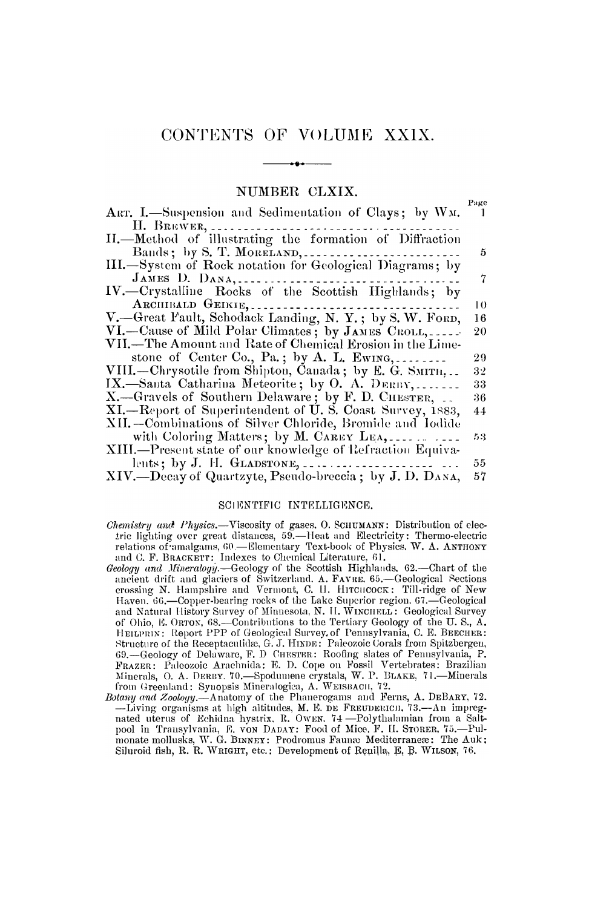# CONTENTS OF VOLUME XXIX.

## NUMBER CLXIX.

| | Page |
|---|---|
| ART. I.—Suspension and Sedimentation of Clays; by WM. H. BREWER, | 1 |
| II.—Method of illustrating the formation of Diffraction Bands; by S. T. MORELAND, | 5 |
| III.—System of Rock notation for Geological Diagrams; by JAMES D. DANA, | 7 |
| IV.—Crystalline Rocks of the Scottish Highlands; by ARCHIBALD GEIKIE, | 10 |
| V.—Great Fault, Schodack Landing, N. Y.; by S. W. FORD, | 16 |
| VI.—Cause of Mild Polar Climates; by JAMES CROLL, | 20 |
| VII.—The Amount and Rate of Chemical Erosion in the Limestone of Center Co., Pa.; by A. L. EWING, | 29 |
| VIII.—Chrysotile from Shipton, Canada; by E. G. SMITH, | 32 |
| IX.—Santa Catharina Meteorite; by O. A. DERBY, | 33 |
| X.—Gravels of Southern Delaware; by F. D. CHESTER, | 36 |
| XI.—Report of Superintendent of U. S. Coast Survey, 1883, | 44 |
| XII.—Combinations of Silver Chloride, Bromide and Iodide with Coloring Matters; by M. CAREY LEA, | 53 |
| XIII.—Present state of our knowledge of Refraction Equivalents; by J. H. GLADSTONE, | 55 |
| XIV.—Decay of Quartzyte, Pseudo-breccia; by J. D. DANA, | 57 |

### SCIENTIFIC INTELLIGENCE.

*Chemistry and Physics.*—Viscosity of gases, O. SCHUMANN: Distribution of electric lighting over great distances, 59.—Heat and Electricity: Thermo-electric relations of amalgams, 60.—Elementary Text-book of Physics, W. A. ANTHONY and C. F. BRACKETT: Indexes to Chemical Literature, 61.

*Geology and Mineralogy.*—Geology of the Scottish Highlands, 62.—Chart of the ancient drift and glaciers of Switzerland, A. FAVRE, 65.—Geological Sections crossing N. Hampshire and Vermont, C. H. HITCHCOCK: Till-ridge of New Haven, 66.—Copper-bearing rocks of the Lake Superior region, 67.—Geological and Natural History Survey of Minnesota, N. H. WINCHELL: Geological Survey of Ohio, E. ORTON, 68.—Contributions to the Tertiary Geology of the U. S., A. HEILPRIN: Report PPP of Geological Survey of Pennsylvania, C. E. BEECHER: Structure of the Receptaculidæ, G. J. HINDE: Paleozoic Corals from Spitzbergen, 69.—Geology of Delaware, F. D. CHESTER: Roofing slates of Pennsylvania, P. FRAZER: Paleozoic Arachnida: E. D. Cope on Fossil Vertebrates: Brazilian Minerals, O. A. DERBY, 70.—Spodumene crystals, W. P. BLAKE, 71.—Minerals from Greenland: Synopsis Mineralogica, A. WEISBACH, 72.

*Botany and Zoology.*—Anatomy of the Phanerogams and Ferns, A. DEBARY, 72.—Living organisms at high altitudes, M. E. DE FREUDERICH, 73.—An impregnated uterus of Echidna hystrix, R. OWEN, 74.—Polythalamian from a Salt-pool in Transylvania, E. VON DADAY: Food of Mice, F. H. STORER, 75.—Pulmonate mollusks, W. G. BINNEY: Prodromus Faunæ Mediterraneæ: The Auk; Siluroid fish, R. R. WRIGHT, etc.: Development of Renilla, E. B. WILSON, 76.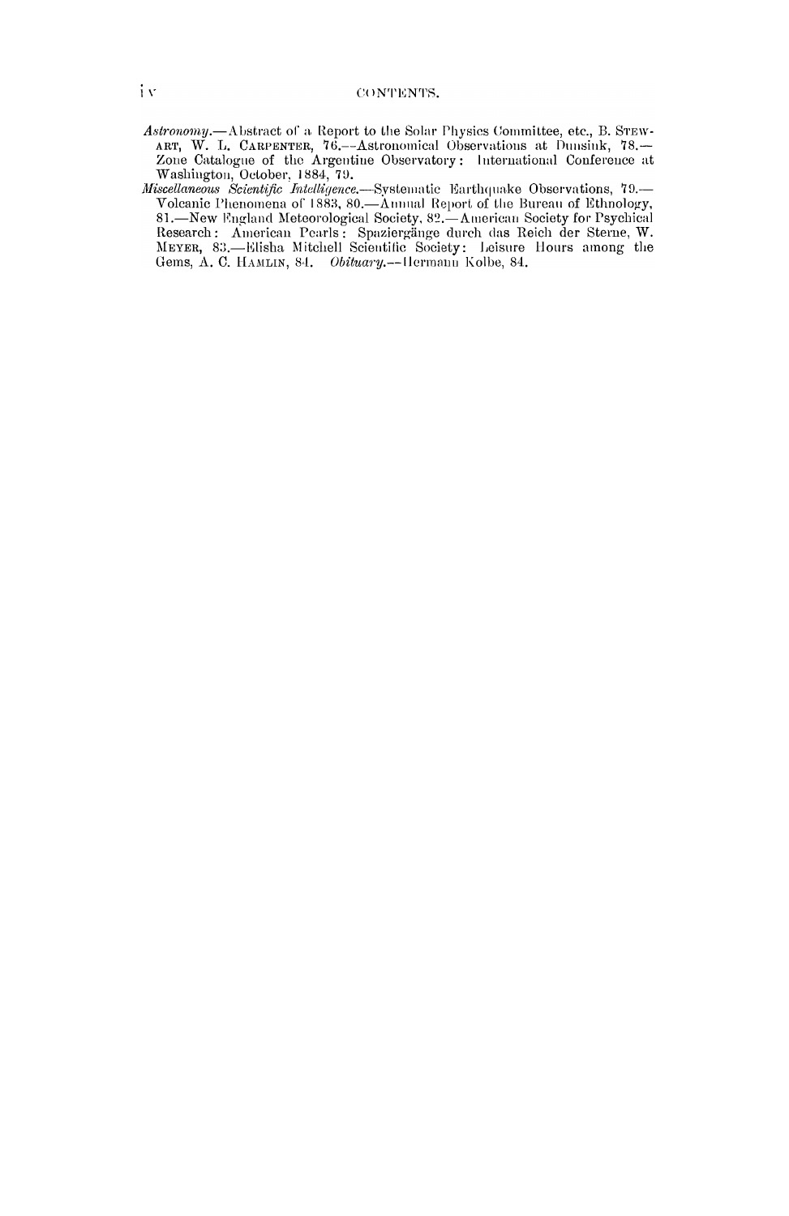*Astronomy.*—Abstract of a Report to the Solar Physics Committee, etc., B. STEWART, W. L. CARPENTER, 76.—Astronomical Observations at Dunsink, 78.—Zone Catalogue of the Argentine Observatory: International Conference at Washington, October, 1884, 79.

*Miscellaneous Scientific Intelligence.*—Systematic Earthquake Observations, 79.—Volcanic Phenomena of 1883, 80.—Annual Report of the Bureau of Ethnology, 81.—New England Meteorological Society, 82.—American Society for Psychical Research: American Pearls: Spaziergänge durch das Reich der Sterne, W. MEYER, 83.—Elisha Mitchell Scientific Society: Leisure Hours among the Gems, A. C. HAMLIN, 84. *Obituary.*—Hermann Kolbe, 84.